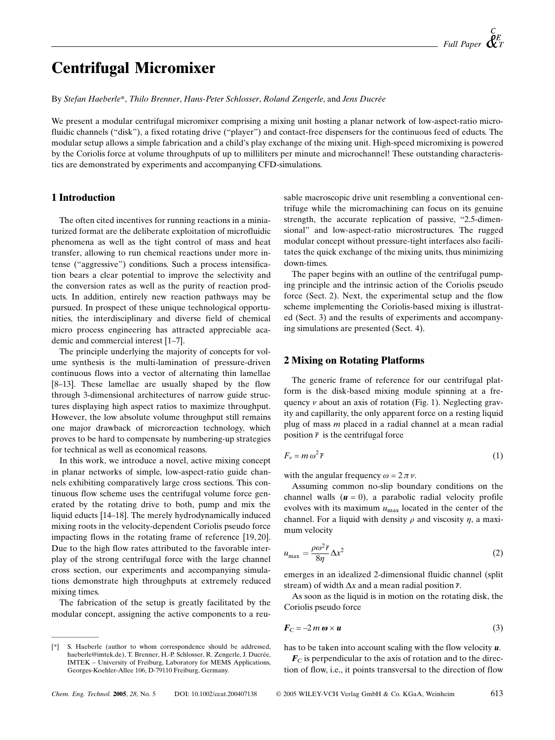# Centrifugal Micromixer

By *Stefan Haeberle*\*, *Thilo Brenner*, *Hans-Peter Schlosser*, *Roland Zengerle*, and *Jens Ducrée*

We present a modular centrifugal micromixer comprising a mixing unit hosting a planar network of low-aspect-ratio microfluidic channels ("disk"), a fixed rotating drive ("player") and contact-free dispensers for the continuous feed of educts. The modular setup allows a simple fabrication and a child's play exchange of the mixing unit. High-speed micromixing is powered by the Coriolis force at volume throughputs of up to milliliters per minute and microchannel! These outstanding characteristics are demonstrated by experiments and accompanying CFD-simulations.

## 1 Introduction

The often cited incentives for running reactions in a miniaturized format are the deliberate exploitation of microfluidic phenomena as well as the tight control of mass and heat transfer, allowing to run chemical reactions under more intense ("aggressive") conditions. Such a process intensification bears a clear potential to improve the selectivity and the conversion rates as well as the purity of reaction products. In addition, entirely new reaction pathways may be pursued. In prospect of these unique technological opportunities, the interdisciplinary and diverse field of chemical micro process engineering has attracted appreciable academic and commercial interest [1–7].

The principle underlying the majority of concepts for volume synthesis is the multi-lamination of pressure-driven continuous flows into a vector of alternating thin lamellae [8–13]. These lamellae are usually shaped by the flow through 3-dimensional architectures of narrow guide structures displaying high aspect ratios to maximize throughput. However, the low absolute volume throughput still remains one major drawback of microreaction technology, which proves to be hard to compensate by numbering-up strategies for technical as well as economical reasons.

In this work, we introduce a novel, active mixing concept in planar networks of simple, low-aspect-ratio guide channels exhibiting comparatively large cross sections. This continuous flow scheme uses the centrifugal volume force generated by the rotating drive to both, pump and mix the liquid educts [14–18]. The merely hydrodynamically induced mixing roots in the velocity-dependent Coriolis pseudo force impacting flows in the rotating frame of reference [19, 20]. Due to the high flow rates attributed to the favorable interplay of the strong centrifugal force with the large channel cross section, our experiments and accompanying simulations demonstrate high throughputs at extremely reduced mixing times.

The fabrication of the setup is greatly facilitated by the modular concept, assigning the active components to a reusable macroscopic drive unit resembling a conventional centrifuge while the micromachining can focus on its genuine strength, the accurate replication of passive, "2.5-dimensional" and low-aspect-ratio microstructures. The rugged modular concept without pressure-tight interfaces also facilitates the quick exchange of the mixing units, thus minimizing down-times.

The paper begins with an outline of the centrifugal pumping principle and the intrinsic action of the Coriolis pseudo force (Sect. 2). Next, the experimental setup and the flow scheme implementing the Coriolis-based mixing is illustrated (Sect. 3) and the results of experiments and accompanying simulations are presented (Sect. 4).

## 2 Mixing on Rotating Platforms

The generic frame of reference for our centrifugal platform is the disk-based mixing module spinning at a frequency $\nu$ about an axis of rotation (Fig. 1). Neglecting gravity and capillarity, the only apparent force on a resting liquid plug of mass $m$ placed in a radial channel at a mean radial position $\bar{r}$ is the centrifugal force

$$F_{\nu} = m\,\omega^2 \bar{r} \tag{1}$$

with the angular frequency $\omega = 2\pi\nu$.

Assuming common no-slip boundary conditions on the channel walls ($\boldsymbol{u} = 0$), a parabolic radial velocity profile evolves with its maximum $u_{\max}$ located in the center of the channel. For a liquid with density $\rho$ and viscosity $\eta$, a maximum velocity

$$u_{\max} = \frac{\rho\omega^2\bar{r}}{8\eta}\Delta x^2 \tag{2}$$

emerges in an idealized 2-dimensional fluidic channel (split stream) of width $\Delta x$ and a mean radial position $\bar{r}$.

As soon as the liquid is in motion on the rotating disk, the Coriolis pseudo force

$$\boldsymbol{F}_{\mathrm{C}} = -2\,m\,\boldsymbol{\omega} \times \boldsymbol{u} \tag{3}$$

has to be taken into account scaling with the flow velocity $\boldsymbol{u}$.

$\boldsymbol{F}_{\mathrm{C}}$ is perpendicular to the axis of rotation and to the direction of flow, i.e., it points transversal to the direction of flow

---

[\*] S. Haeberle (author to whom correspondence should be addressed, haeberle@imtek.de), T. Brenner, H.-P. Schlosser, R. Zengerle, J. Ducrée, IMTEK – University of Freiburg, Laboratory for MEMS Applications, Georges-Koehler-Allee 106, D-79110 Freiburg, Germany.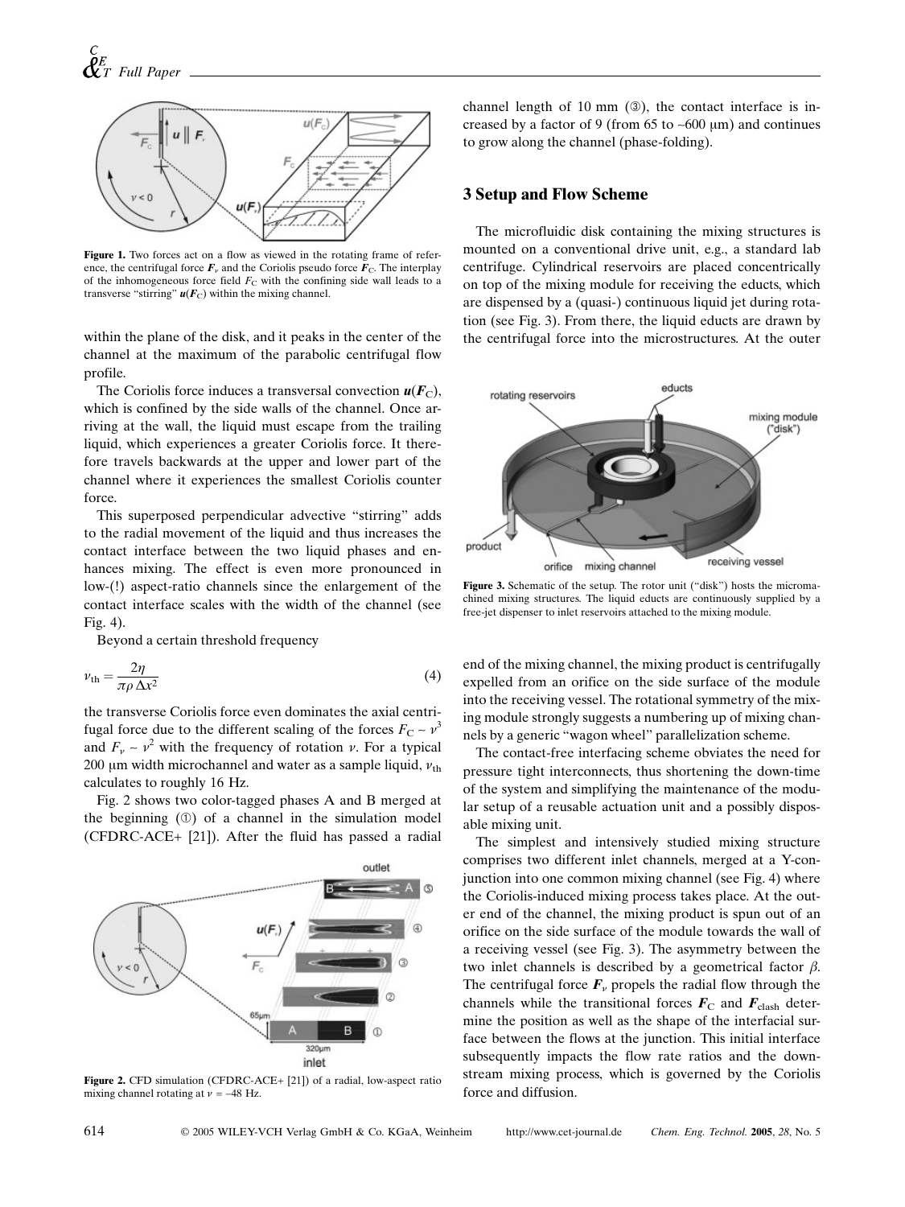**Figure 1.** Two forces act on a flow as viewed in the rotating frame of reference, the centrifugal force $\boldsymbol{F}_\nu$ and the Coriolis pseudo force $\boldsymbol{F}_C$. The interplay of the inhomogeneous force field $F_C$ with the confining side wall leads to a transverse "stirring" $\boldsymbol{u}(\boldsymbol{F}_C)$ within the mixing channel.

within the plane of the disk, and it peaks in the center of the channel at the maximum of the parabolic centrifugal flow profile.

The Coriolis force induces a transversal convection $\boldsymbol{u}(\boldsymbol{F}_C)$, which is confined by the side walls of the channel. Once arriving at the wall, the liquid must escape from the trailing liquid, which experiences a greater Coriolis force. It therefore travels backwards at the upper and lower part of the channel where it experiences the smallest Coriolis counter force.

This superposed perpendicular advective "stirring" adds to the radial movement of the liquid and thus increases the contact interface between the two liquid phases and enhances mixing. The effect is even more pronounced in low-(!) aspect-ratio channels since the enlargement of the contact interface scales with the width of the channel (see Fig. 4).

Beyond a certain threshold frequency

$$\nu_{\text{th}} = \frac{2\eta}{\pi\rho\,\Delta x^2} \tag{4}$$

the transverse Coriolis force even dominates the axial centrifugal force due to the different scaling of the forces $F_C \sim \nu^3$ and $F_\nu \sim \nu^2$ with the frequency of rotation $\nu$. For a typical 200 µm width microchannel and water as a sample liquid, $\nu_{\text{th}}$ calculates to roughly 16 Hz.

Fig. 2 shows two color-tagged phases A and B merged at the beginning (①) of a channel in the simulation model (CFDRC-ACE+ [21]). After the fluid has passed a radial channel length of 10 mm (③), the contact interface is increased by a factor of 9 (from 65 to ~600 µm) and continues to grow along the channel (phase-folding).

**Figure 2.** CFD simulation (CFDRC-ACE+ [21]) of a radial, low-aspect ratio mixing channel rotating at $\nu = -48$ Hz.

## 3 Setup and Flow Scheme

The microfluidic disk containing the mixing structures is mounted on a conventional drive unit, e.g., a standard lab centrifuge. Cylindrical reservoirs are placed concentrically on top of the mixing module for receiving the educts, which are dispensed by a (quasi-) continuous liquid jet during rotation (see Fig. 3). From there, the liquid educts are drawn by the centrifugal force into the microstructures. At the outer end of the mixing channel, the mixing product is centrifugally expelled from an orifice on the side surface of the module into the receiving vessel. The rotational symmetry of the mixing module strongly suggests a numbering up of mixing channels by a generic "wagon wheel" parallelization scheme.

**Figure 3.** Schematic of the setup. The rotor unit ("disk") hosts the micromachined mixing structures. The liquid educts are continuously supplied by a free-jet dispenser to inlet reservoirs attached to the mixing module.

The contact-free interfacing scheme obviates the need for pressure tight interconnects, thus shortening the down-time of the system and simplifying the maintenance of the modular setup of a reusable actuation unit and a possibly disposable mixing unit.

The simplest and intensively studied mixing structure comprises two different inlet channels, merged at a Y-junction into one common mixing channel (see Fig. 4) where the Coriolis-induced mixing process takes place. At the outer end of the channel, the mixing product is spun out of an orifice on the side surface of the module towards the wall of a receiving vessel (see Fig. 3). The asymmetry between the two inlet channels is described by a geometrical factor $\beta$. The centrifugal force $\boldsymbol{F}_\nu$ propels the radial flow through the channels while the transitional forces $\boldsymbol{F}_C$ and $\boldsymbol{F}_{\text{clash}}$ determine the position as well as the shape of the interfacial surface between the flows at the junction. This initial interface subsequently impacts the flow rate ratios and the downstream mixing process, which is governed by the Coriolis force and diffusion.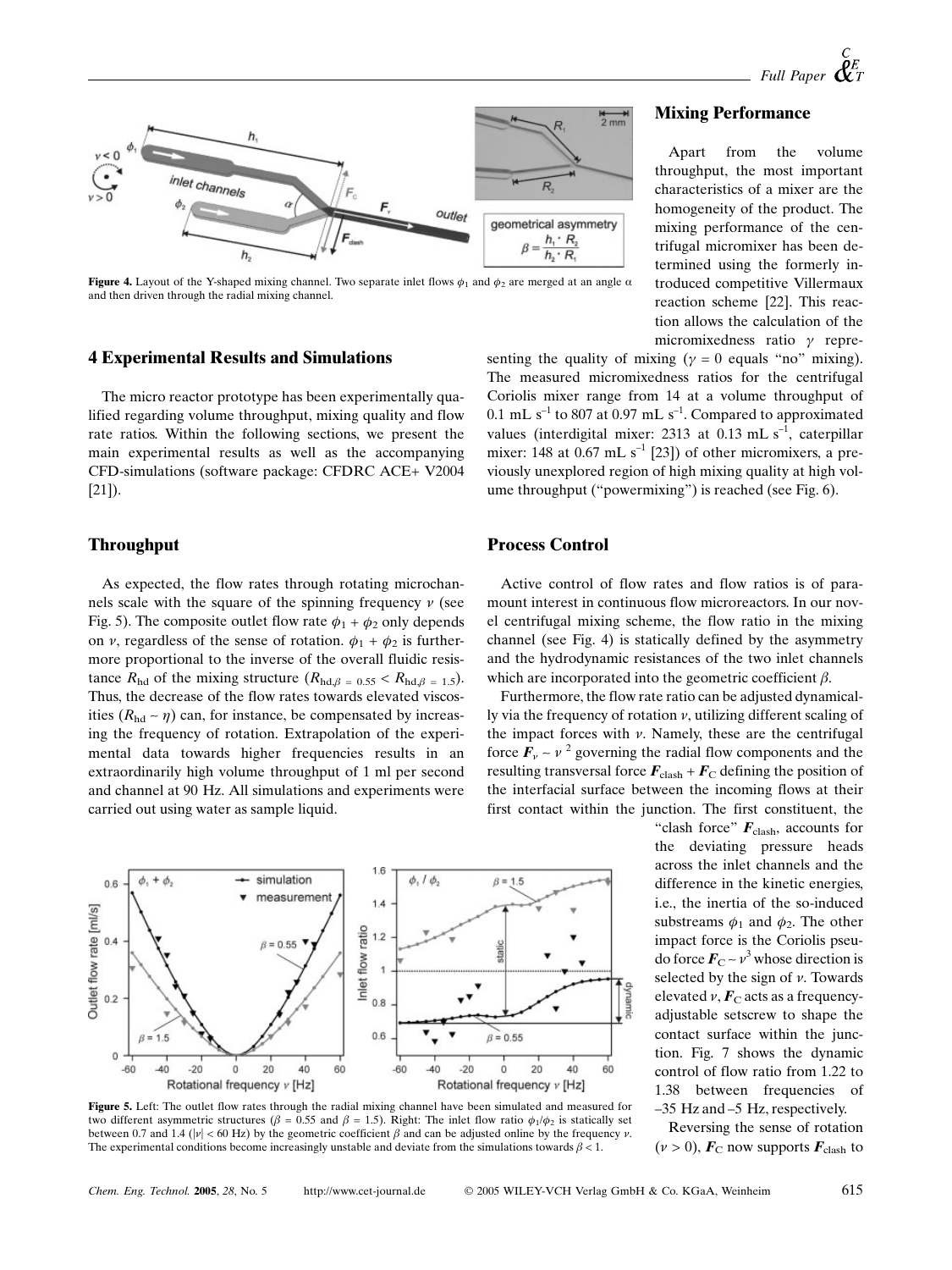Figure 4. Layout of the Y-shaped mixing channel. Two separate inlet flows $\phi_1$ and $\phi_2$ are merged at an angle $\alpha$ and then driven through the radial mixing channel.

## 4 Experimental Results and Simulations

The micro reactor prototype has been experimentally qualified regarding volume throughput, mixing quality and flow rate ratios. Within the following sections, we present the main experimental results as well as the accompanying CFD-simulations (software package: CFDRC ACE+ V2004 [21]).

### Throughput

As expected, the flow rates through rotating microchannels scale with the square of the spinning frequency $\nu$ (see Fig. 5). The composite outlet flow rate $\phi_1 + \phi_2$ only depends on $\nu$, regardless of the sense of rotation. $\phi_1 + \phi_2$ is furthermore proportional to the inverse of the overall fluidic resistance $R_{hd}$ of the mixing structure ($R_{hd,\beta = 0.55} < R_{hd,\beta = 1.5}$). Thus, the decrease of the flow rates towards elevated viscosities ($R_{hd} \sim \eta$) can, for instance, be compensated by increasing the frequency of rotation. Extrapolation of the experimental data towards higher frequencies results in an extraordinarily high volume throughput of 1 ml per second and channel at 90 Hz. All simulations and experiments were carried out using water as sample liquid.

Figure 5. Left: The outlet flow rates through the radial mixing channel have been simulated and measured for two different asymmetric structures ($\beta$ = 0.55 and $\beta$ = 1.5). Right: The inlet flow ratio $\phi_1/\phi_2$ is statically set between 0.7 and 1.4 ($|\nu|$ < 60 Hz) by the geometric coefficient $\beta$ and can be adjusted online by the frequency $\nu$. The experimental conditions become increasingly unstable and deviate from the simulations towards $\beta$ < 1.

### Mixing Performance

Apart from the volume throughput, the most important characteristics of a mixer are the homogeneity of the product. The mixing performance of the centrifugal micromixer has been determined using the formerly introduced competitive Villermaux reaction scheme [22]. This reaction allows the calculation of the micromixedness ratio $\gamma$ representing the quality of mixing ($\gamma$ = 0 equals "no" mixing). The measured micromixedness ratios for the centrifugal Coriolis mixer range from 14 at a volume throughput of 0.1 mL $s^{-1}$ to 807 at 0.97 mL $s^{-1}$. Compared to approximated values (interdigital mixer: 2313 at 0.13 mL $s^{-1}$, caterpillar mixer: 148 at 0.67 mL $s^{-1}$ [23]) of other micromixers, a previously unexplored region of high mixing quality at high volume throughput ("powermixing") is reached (see Fig. 6).

### Process Control

Active control of flow rates and flow ratios is of paramount interest in continuous flow microreactors. In our novel centrifugal mixing scheme, the flow ratio in the mixing channel (see Fig. 4) is statically defined by the asymmetry and the hydrodynamic resistances of the two inlet channels which are incorporated into the geometric coefficient $\beta$.

Furthermore, the flow rate ratio can be adjusted dynamically via the frequency of rotation $\nu$, utilizing different scaling of the impact forces with $\nu$. Namely, these are the centrifugal force $\boldsymbol{F}_\nu \sim \nu^2$ governing the radial flow components and the resulting transversal force $\boldsymbol{F}_{clash} + \boldsymbol{F}_C$ defining the position of the interfacial surface between the incoming flows at their first contact within the junction. The first constituent, the "clash force" $\boldsymbol{F}_{clash}$, accounts for the deviating pressure heads across the inlet channels and the difference in the kinetic energies, i.e., the inertia of the so-induced substreams $\phi_1$ and $\phi_2$. The other impact force is the Coriolis pseudo force $\boldsymbol{F}_C \sim \nu^3$ whose direction is selected by the sign of $\nu$. Towards elevated $\nu$, $\boldsymbol{F}_C$ acts as a frequency-adjustable setscrew to shape the contact surface within the junction. Fig. 7 shows the dynamic control of flow ratio from 1.22 to 1.38 between frequencies of –35 Hz and –5 Hz, respectively.

Reversing the sense of rotation ($\nu$ > 0), $\boldsymbol{F}_C$ now supports $\boldsymbol{F}_{clash}$ to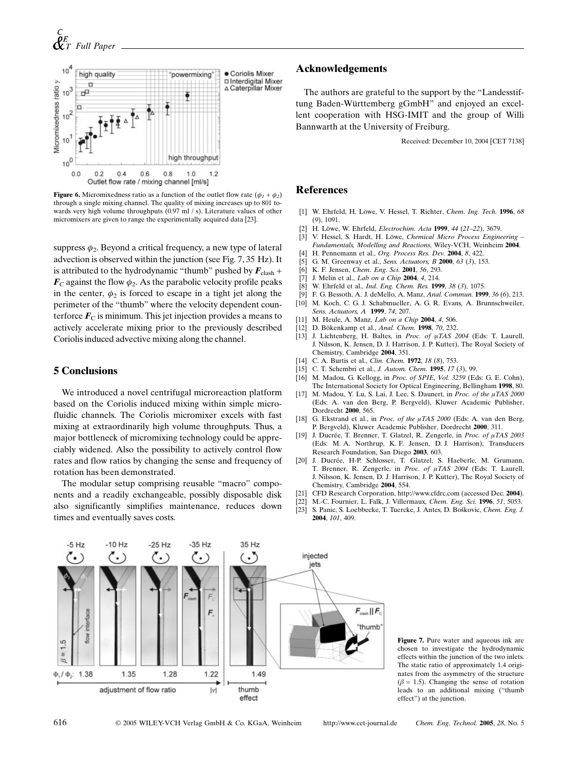high quality

"powermixing"

high throughput

● Coriolis Mixer

□ Interdigital Mixer

△ Caterpillar Mixer

Micromixedness ratio γ

$10^0$

$10^1$

$10^2$

$10^3$

$10^4$

0.0 0.2 0.4 0.6 0.8 1.0 1.2

Outlet flow rate / mixing channel [ml/s]

**Figure 6.** Micromixedness ratio as a function of the outlet flow rate ($\phi_1 + \phi_2$) through a single mixing channel. The quality of mixing increases up to 801 towards very high volume throughputs (0.97 ml / s). Literature values of other micromixers are given to range the experimentally acquired data [23].

suppress $\phi_2$. Beyond a critical frequency, a new type of lateral advection is observed within the junction (see Fig. 7, 35 Hz). It is attributed to the hydrodynamic "thumb" pushed by $\boldsymbol{F}_{\text{clash}}$ + $\boldsymbol{F}_{\text{C}}$ against the flow $\phi_2$. As the parabolic velocity profile peaks in the center, $\phi_2$ is forced to escape in a tight jet along the perimeter of the "thumb" where the velocity dependent counterforce $\boldsymbol{F}_{\text{C}}$ is minimum. This jet injection provides a means to actively accelerate mixing prior to the previously described Coriolis induced advective mixing along the channel.

## 5 Conclusions

We introduced a novel centrifugal microreaction platform based on the Coriolis induced mixing within simple microfluidic channels. The Coriolis micromixer excels with fast mixing at extraordinarily high volume throughputs. Thus, a major bottleneck of micromixing technology could be appreciably widened. Also the possibility to actively control flow rates and flow ratios by changing the sense and frequency of rotation has been demonstrated.

The modular setup comprising reusable "macro" components and a readily exchangeable, possibly disposable disk also significantly simplifies maintenance, reduces down times and eventually saves costs.

## Acknowledgements

The authors are grateful to the support by the "Landesstiftung Baden-Württemberg gGmbH" and enjoyed an excellent cooperation with HSG-IMIT and the group of Willi Bannwarth at the University of Freiburg.

Received: December 10, 2004 [CET 7138]

## References

[1] W. Ehrfeld, H. Löwe, V. Hessel, T. Richter, *Chem. Ing. Tech.* **1996**, *68* (*9*), 1091.
[2] H. Löwe, W. Ehrfeld, *Electrochim. Acta* **1999**, *44* (*21–22*), 3679.
[3] V. Hessel, S. Hardt, H. Löwe, *Chemical Micro Process Engineering – Fundamentals, Modelling and Reactions*, Wiley-VCH, Weinheim **2004**.
[4] H. Pennemann et al., *Org. Process Res. Dev.* **2004**, *8*, 422.
[5] G. M. Greenway et al., *Sens. Actuators, B* **2000**, *63* (*3*), 153.
[6] K. F. Jensen, *Chem. Eng. Sci.* **2001**, *56*, 293.
[7] J. Melin et al., *Lab on a Chip* **2004**, *4*, 214.
[8] W. Ehrfeld et al., *Ind. Eng. Chem. Res.* **1999**, *38* (*3*), 1075.
[9] F. G. Bessoth, A. J. deMello, A. Manz, *Anal. Commun.* **1999**, *36* (*6*), 213.
[10] M. Koch, C. G. J. Schabmueller, A. G. R. Evans, A. Brunnschweiler, *Sens. Actuators, A* **1999**, *74*, 207.
[11] M. Heule, A. Manz, *Lab on a Chip* **2004**, *4*, 506.
[12] D. Bökenkamp et al., *Anal. Chem.* **1998**, *70*, 232.
[13] J. Lichtenberg, H. Baltes, in *Proc. of µTAS 2004* (Eds: T. Laurell, J. Nilsson, K. Jensen, D. J. Harrison, J. P. Kutter), The Royal Society of Chemistry, Cambridge **2004**, 351.
[14] C. A. Burtis et al., *Clin. Chem.* **1972**, *18* (*8*), 753.
[15] C. T. Schembri et al., *J. Autom. Chem.* **1995**, *17* (*3*), 99.
[16] M. Madou, G. Kellogg, in *Proc. of SPIE, Vol. 3259* (Eds: G. E. Cohn), The International Society for Optical Engineering, Bellingham **1998**, 80.
[17] M. Madou, Y. Lu, S. Lai, J. Lee, S. Daunert, in *Proc. of the µTAS 2000* (Eds: A. van den Berg, P. Bergveld), Kluwer Academic Publisher, Dordrecht **2000**, 565.
[18] G. Ekstrand et al., in *Proc. of the µTAS 2000* (Eds: A. van den Berg, P. Bergveld), Kluwer Academic Publisher, Dordrecht **2000**, 311.
[19] J. Ducrée, T. Brenner, T. Glatzel, R. Zengerle, in *Proc. of µTAS 2003* (Eds: M. A. Northrup, K. F. Jensen, D. J. Harrison), Transducers Research Foundation, San Diego **2003**, 603.
[20] J. Ducrée, H-P. Schlosser, T. Glatzel, S. Haeberle, M. Grumann, T. Brenner, R. Zengerle, in *Proc. of µTAS 2004* (Eds: T. Laurell, J. Nilsson, K. Jensen, D. J. Harrison, J. P. Kutter), The Royal Society of Chemistry, Cambridge **2004**, 554.
[21] CFD Research Corporation, http://www.cfdrc.com (accessed Dec. **2004**).
[22] M.-C. Fournier, L. Falk, J. Villermaux, *Chem. Eng. Sci.* **1996**, *51*, 5053.
[23] S. Panic, S. Loebbecke, T. Tuercke, J. Antes, D. Bošković, *Chem. Eng. J.* **2004**, *101*, 409.

-5 Hz -10 Hz -25 Hz -35 Hz 35 Hz

injected jets

$\phi_2$ $\phi_1$

flow interface

$\beta$ = 1.5

$F_{\text{clash}}$ $F_{\text{C}}$ $F_{\nu}$

$F_{\text{clash}} \| F_{\text{C}}$

"thumb"

$\Phi_1 / \Phi_2$: 1.38 1.35 1.28 1.22 1.49

adjustment of flow ratio

$|\nu|$

thumb effect

**Figure 7.** Pure water and aqueous ink are chosen to investigate the hydrodynamic effects within the junction of the two inlets. The static ratio of approximately 1.4 originates from the asymmetry of the structure ($\beta$ = 1.5). Changing the sense of rotation leads to an additional mixing ("thumb effect") at the junction.